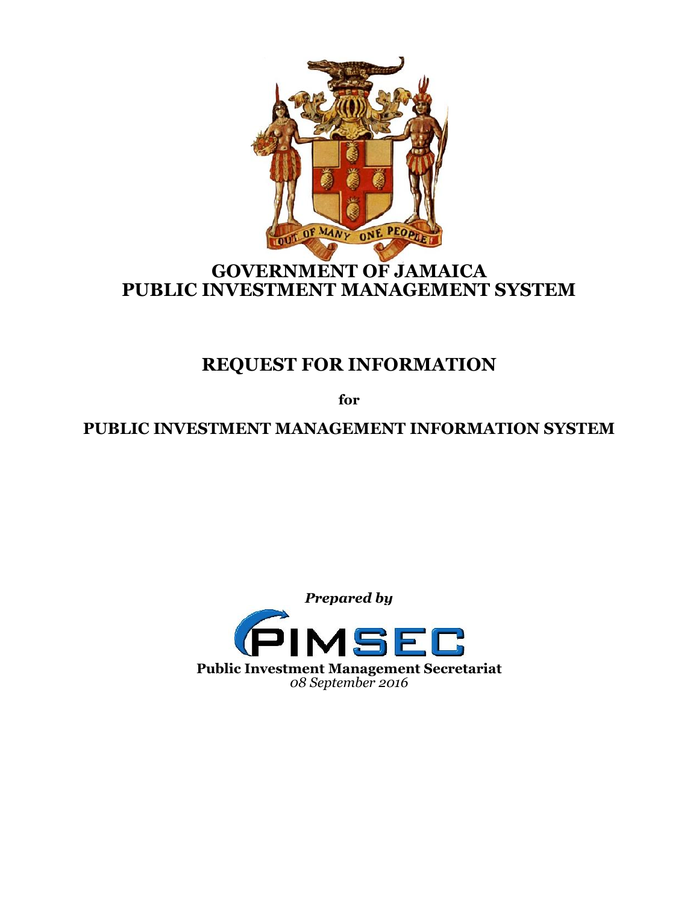OUT OF MANY ONE PEOPLE

# GOVERNMENT OF JAMAICA
# PUBLIC INVESTMENT MANAGEMENT SYSTEM

## REQUEST FOR INFORMATION

**for**

## PUBLIC INVESTMENT MANAGEMENT INFORMATION SYSTEM

***Prepared by***

PIMSEC

**Public Investment Management Secretariat**

*08 September 2016*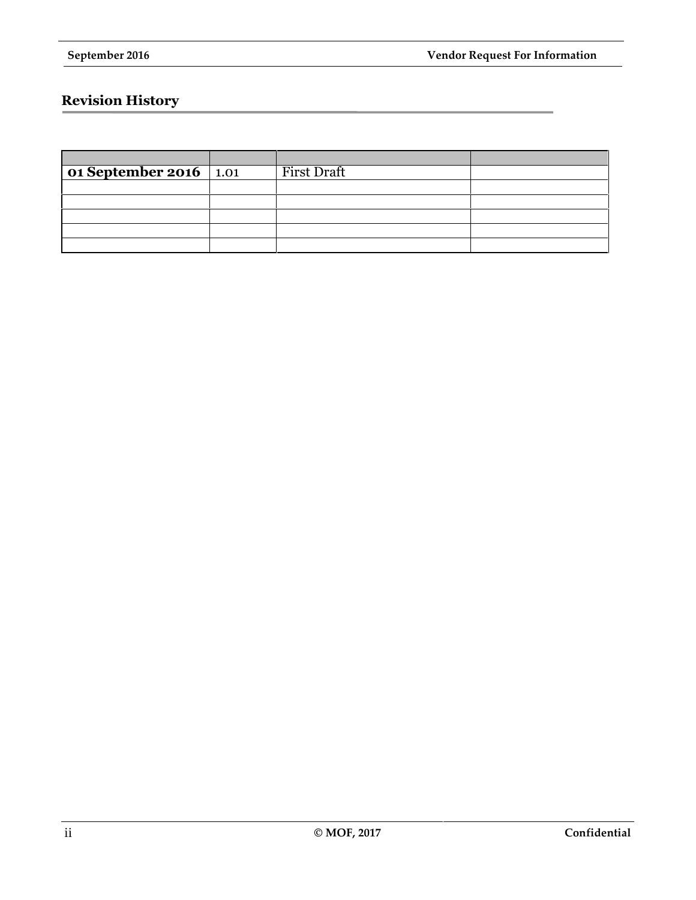## Revision History

| | | | |
|---|---|---|---|
| **01 September 2016** | 1.01 | First Draft | |
| | | | |
| | | | |
| | | | |
| | | | |
| | | | |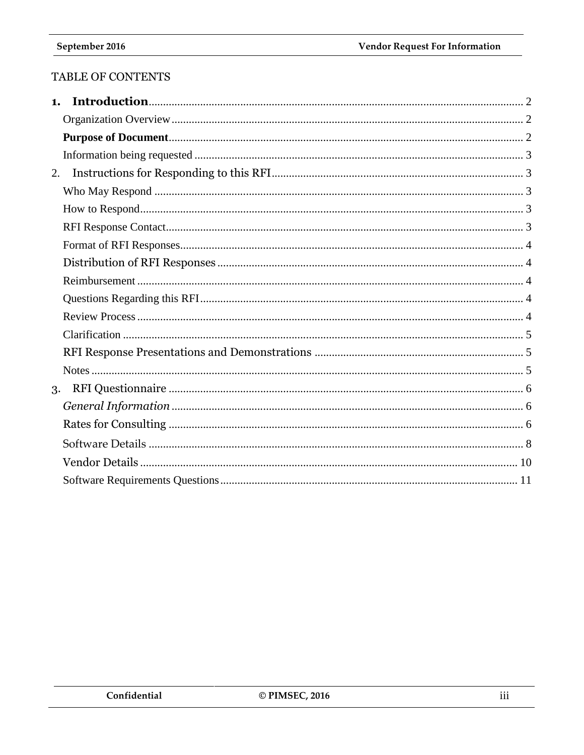TABLE OF CONTENTS

**1. Introduction** .......... 2

- Organization Overview .......... 2
- **Purpose of Document** .......... 2
- Information being requested .......... 3

2. Instructions for Responding to this RFI .......... 3

- Who May Respond .......... 3
- How to Respond .......... 3
- RFI Response Contact .......... 3
- Format of RFI Responses .......... 4
- Distribution of RFI Responses .......... 4
- Reimbursement .......... 4
- Questions Regarding this RFI .......... 4
- Review Process .......... 4
- Clarification .......... 5
- RFI Response Presentations and Demonstrations .......... 5
- Notes .......... 5

3. RFI Questionnaire .......... 6

- *General Information* .......... 6
- Rates for Consulting .......... 6
- Software Details .......... 8
- Vendor Details .......... 10
- Software Requirements Questions .......... 11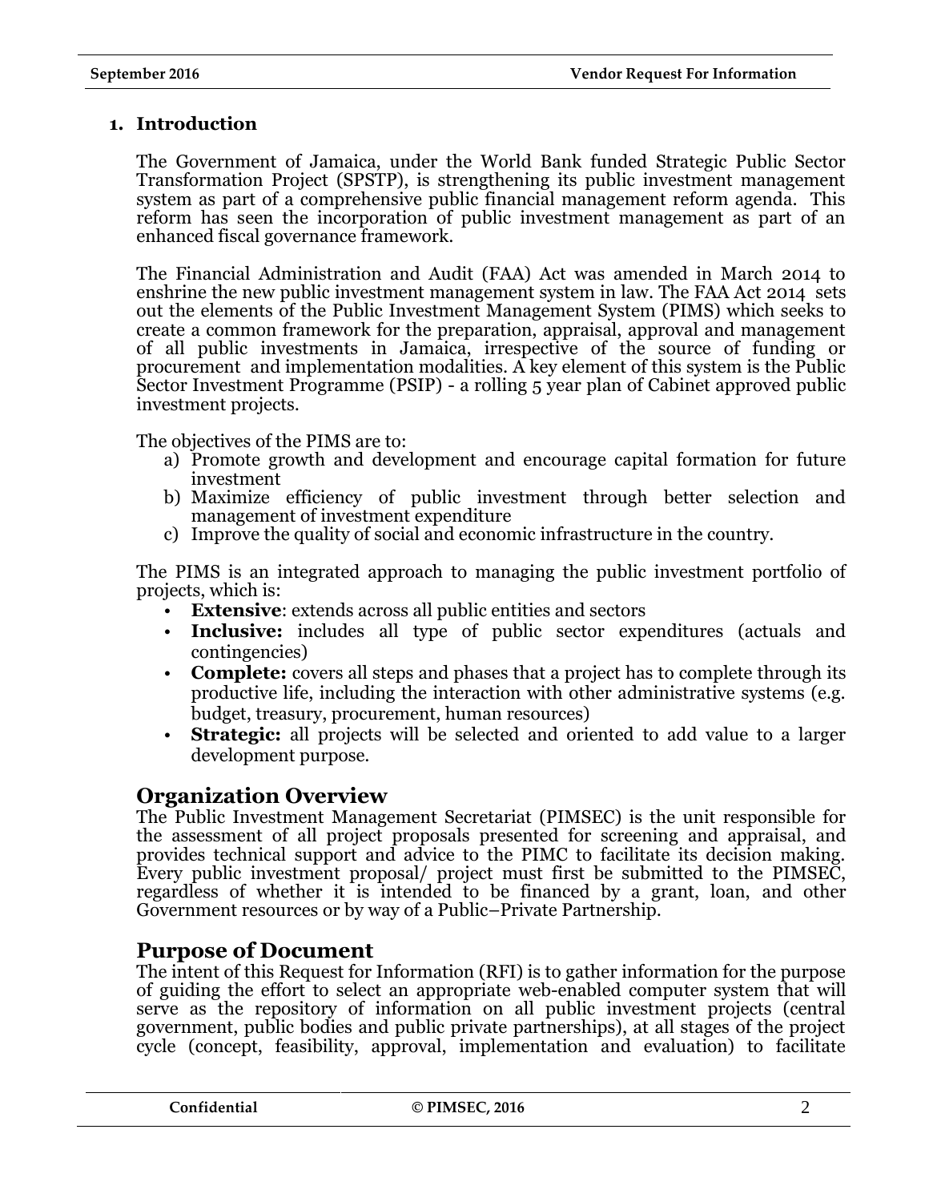## 1. Introduction

The Government of Jamaica, under the World Bank funded Strategic Public Sector Transformation Project (SPSTP), is strengthening its public investment management system as part of a comprehensive public financial management reform agenda. This reform has seen the incorporation of public investment management as part of an enhanced fiscal governance framework.

The Financial Administration and Audit (FAA) Act was amended in March 2014 to enshrine the new public investment management system in law. The FAA Act 2014 sets out the elements of the Public Investment Management System (PIMS) which seeks to create a common framework for the preparation, appraisal, approval and management of all public investments in Jamaica, irrespective of the source of funding or procurement and implementation modalities. A key element of this system is the Public Sector Investment Programme (PSIP) - a rolling 5 year plan of Cabinet approved public investment projects.

The objectives of the PIMS are to:

a) Promote growth and development and encourage capital formation for future investment
b) Maximize efficiency of public investment through better selection and management of investment expenditure
c) Improve the quality of social and economic infrastructure in the country.

The PIMS is an integrated approach to managing the public investment portfolio of projects, which is:

- **Extensive**: extends across all public entities and sectors
- **Inclusive:** includes all type of public sector expenditures (actuals and contingencies)
- **Complete:** covers all steps and phases that a project has to complete through its productive life, including the interaction with other administrative systems (e.g. budget, treasury, procurement, human resources)
- **Strategic:** all projects will be selected and oriented to add value to a larger development purpose.

## Organization Overview

The Public Investment Management Secretariat (PIMSEC) is the unit responsible for the assessment of all project proposals presented for screening and appraisal, and provides technical support and advice to the PIMC to facilitate its decision making. Every public investment proposal/ project must first be submitted to the PIMSEC, regardless of whether it is intended to be financed by a grant, loan, and other Government resources or by way of a Public–Private Partnership.

## Purpose of Document

The intent of this Request for Information (RFI) is to gather information for the purpose of guiding the effort to select an appropriate web-enabled computer system that will serve as the repository of information on all public investment projects (central government, public bodies and public private partnerships), at all stages of the project cycle (concept, feasibility, approval, implementation and evaluation) to facilitate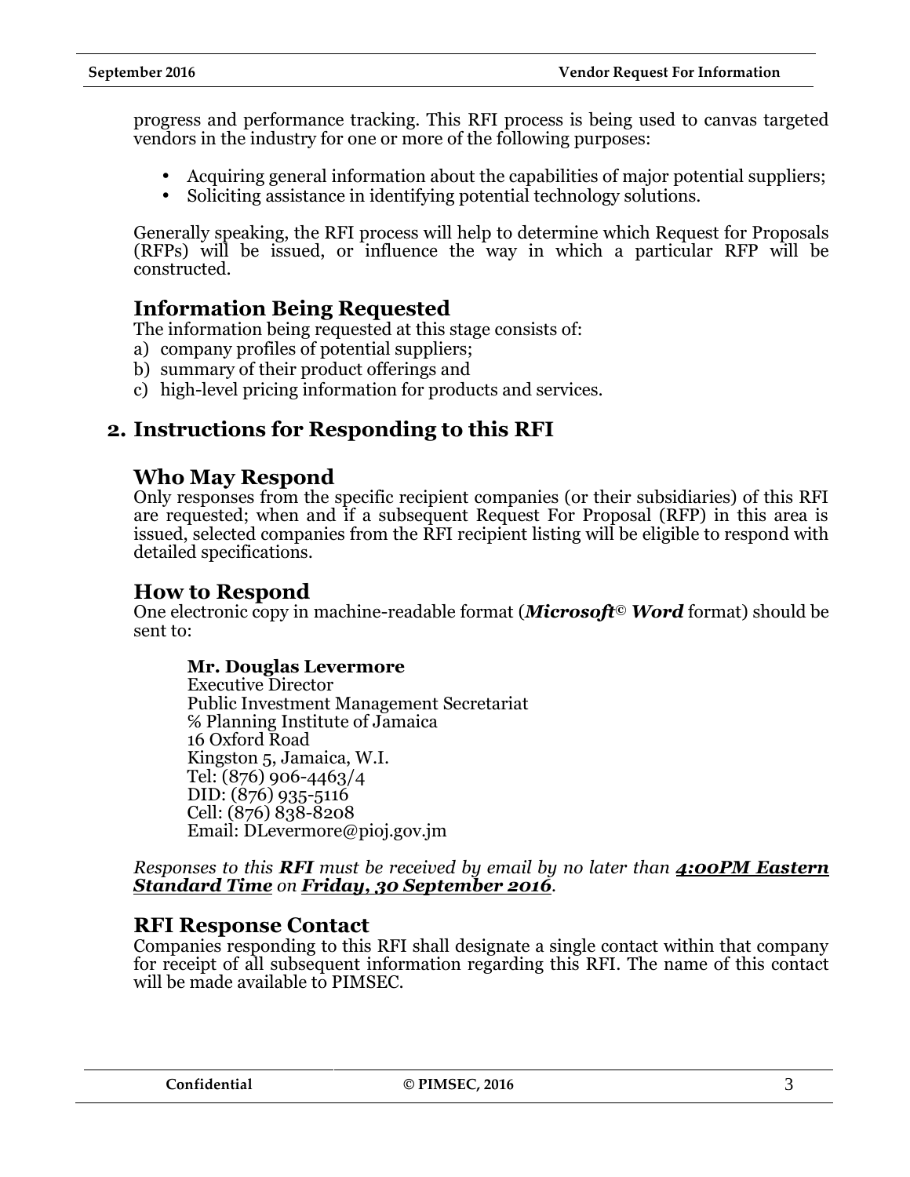progress and performance tracking. This RFI process is being used to canvas targeted vendors in the industry for one or more of the following purposes:

- Acquiring general information about the capabilities of major potential suppliers;
- Soliciting assistance in identifying potential technology solutions.

Generally speaking, the RFI process will help to determine which Request for Proposals (RFPs) will be issued, or influence the way in which a particular RFP will be constructed.

### Information Being Requested

The information being requested at this stage consists of:

a) company profiles of potential suppliers;
b) summary of their product offerings and
c) high-level pricing information for products and services.

## 2. Instructions for Responding to this RFI

### Who May Respond

Only responses from the specific recipient companies (or their subsidiaries) of this RFI are requested; when and if a subsequent Request For Proposal (RFP) in this area is issued, selected companies from the RFI recipient listing will be eligible to respond with detailed specifications.

### How to Respond

One electronic copy in machine-readable format (***Microsoft© Word*** format) should be sent to:

> **Mr. Douglas Levermore**
> Executive Director
> Public Investment Management Secretariat
> ℅ Planning Institute of Jamaica
> 16 Oxford Road
> Kingston 5, Jamaica, W.I.
> Tel: (876) 906-4463/4
> DID: (876) 935-5116
> Cell: (876) 838-8208
> Email: DLevermore@pioj.gov.jm

*Responses to this **RFI** must be received by email by no later than **4:00PM Eastern Standard Time** on **Friday, 30 September 2016**.*

### RFI Response Contact

Companies responding to this RFI shall designate a single contact within that company for receipt of all subsequent information regarding this RFI. The name of this contact will be made available to PIMSEC.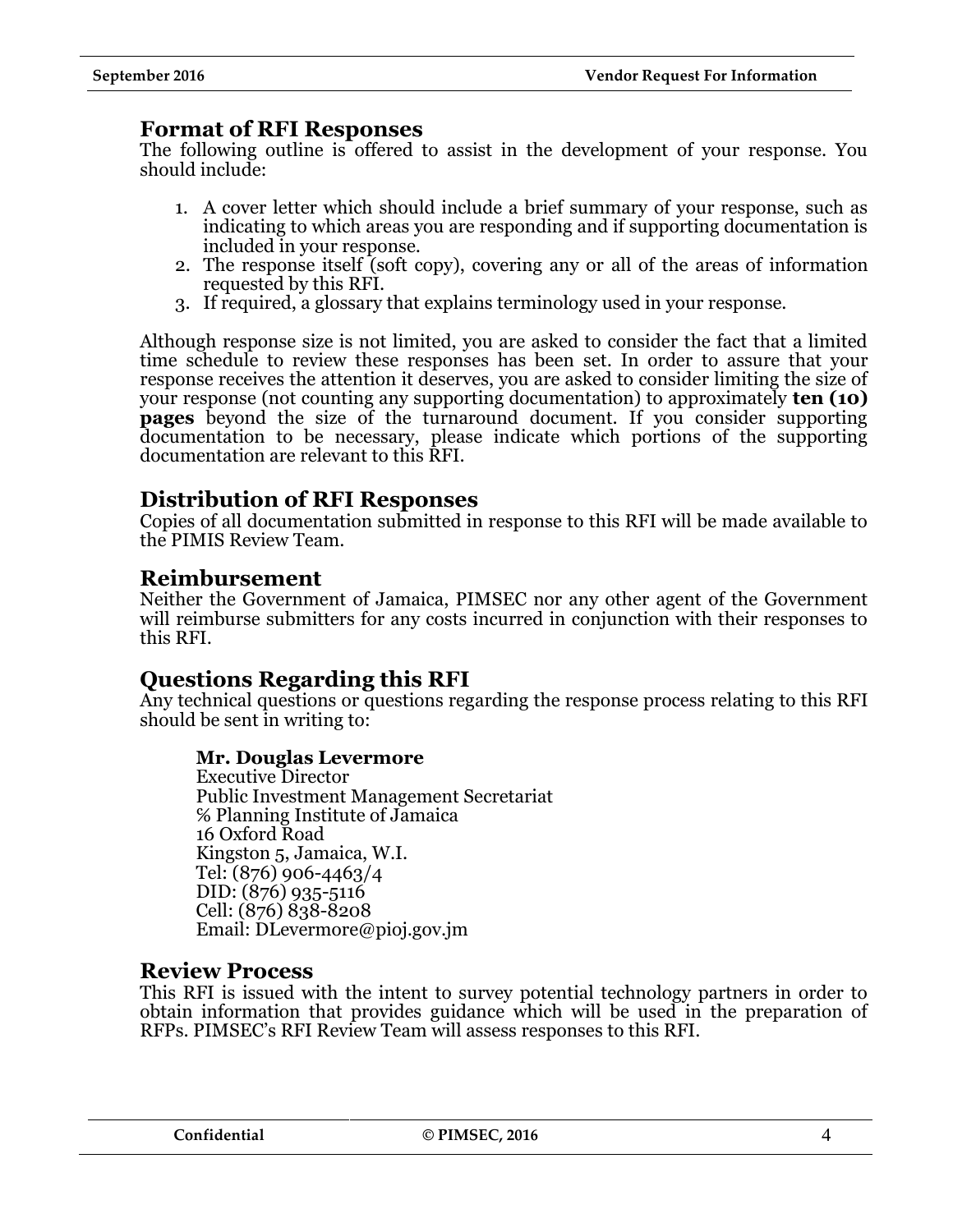## Format of RFI Responses

The following outline is offered to assist in the development of your response. You should include:

1. A cover letter which should include a brief summary of your response, such as indicating to which areas you are responding and if supporting documentation is included in your response.
2. The response itself (soft copy), covering any or all of the areas of information requested by this RFI.
3. If required, a glossary that explains terminology used in your response.

Although response size is not limited, you are asked to consider the fact that a limited time schedule to review these responses has been set. In order to assure that your response receives the attention it deserves, you are asked to consider limiting the size of your response (not counting any supporting documentation) to approximately **ten (10) pages** beyond the size of the turnaround document. If you consider supporting documentation to be necessary, please indicate which portions of the supporting documentation are relevant to this RFI.

## Distribution of RFI Responses

Copies of all documentation submitted in response to this RFI will be made available to the PIMIS Review Team.

## Reimbursement

Neither the Government of Jamaica, PIMSEC nor any other agent of the Government will reimburse submitters for any costs incurred in conjunction with their responses to this RFI.

## Questions Regarding this RFI

Any technical questions or questions regarding the response process relating to this RFI should be sent in writing to:

**Mr. Douglas Levermore**
Executive Director
Public Investment Management Secretariat
℅ Planning Institute of Jamaica
16 Oxford Road
Kingston 5, Jamaica, W.I.
Tel: (876) 906-4463/4
DID: (876) 935-5116
Cell: (876) 838-8208
Email: DLevermore@pioj.gov.jm

## Review Process

This RFI is issued with the intent to survey potential technology partners in order to obtain information that provides guidance which will be used in the preparation of RFPs. PIMSEC's RFI Review Team will assess responses to this RFI.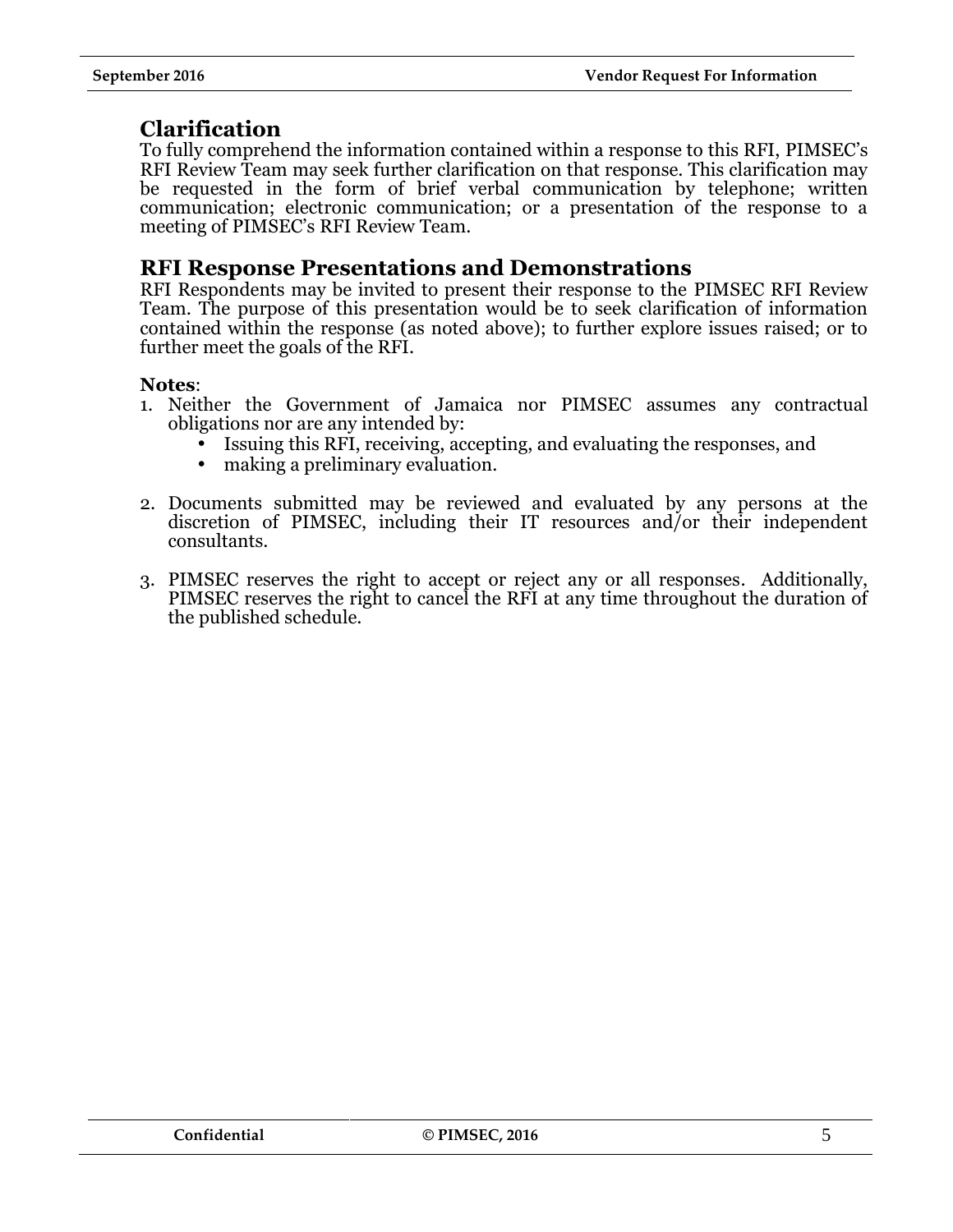## Clarification

To fully comprehend the information contained within a response to this RFI, PIMSEC's RFI Review Team may seek further clarification on that response. This clarification may be requested in the form of brief verbal communication by telephone; written communication; electronic communication; or a presentation of the response to a meeting of PIMSEC's RFI Review Team.

## RFI Response Presentations and Demonstrations

RFI Respondents may be invited to present their response to the PIMSEC RFI Review Team. The purpose of this presentation would be to seek clarification of information contained within the response (as noted above); to further explore issues raised; or to further meet the goals of the RFI.

**Notes**:

1. Neither the Government of Jamaica nor PIMSEC assumes any contractual obligations nor are any intended by:
   - Issuing this RFI, receiving, accepting, and evaluating the responses, and
   - making a preliminary evaluation.

2. Documents submitted may be reviewed and evaluated by any persons at the discretion of PIMSEC, including their IT resources and/or their independent consultants.

3. PIMSEC reserves the right to accept or reject any or all responses. Additionally, PIMSEC reserves the right to cancel the RFI at any time throughout the duration of the published schedule.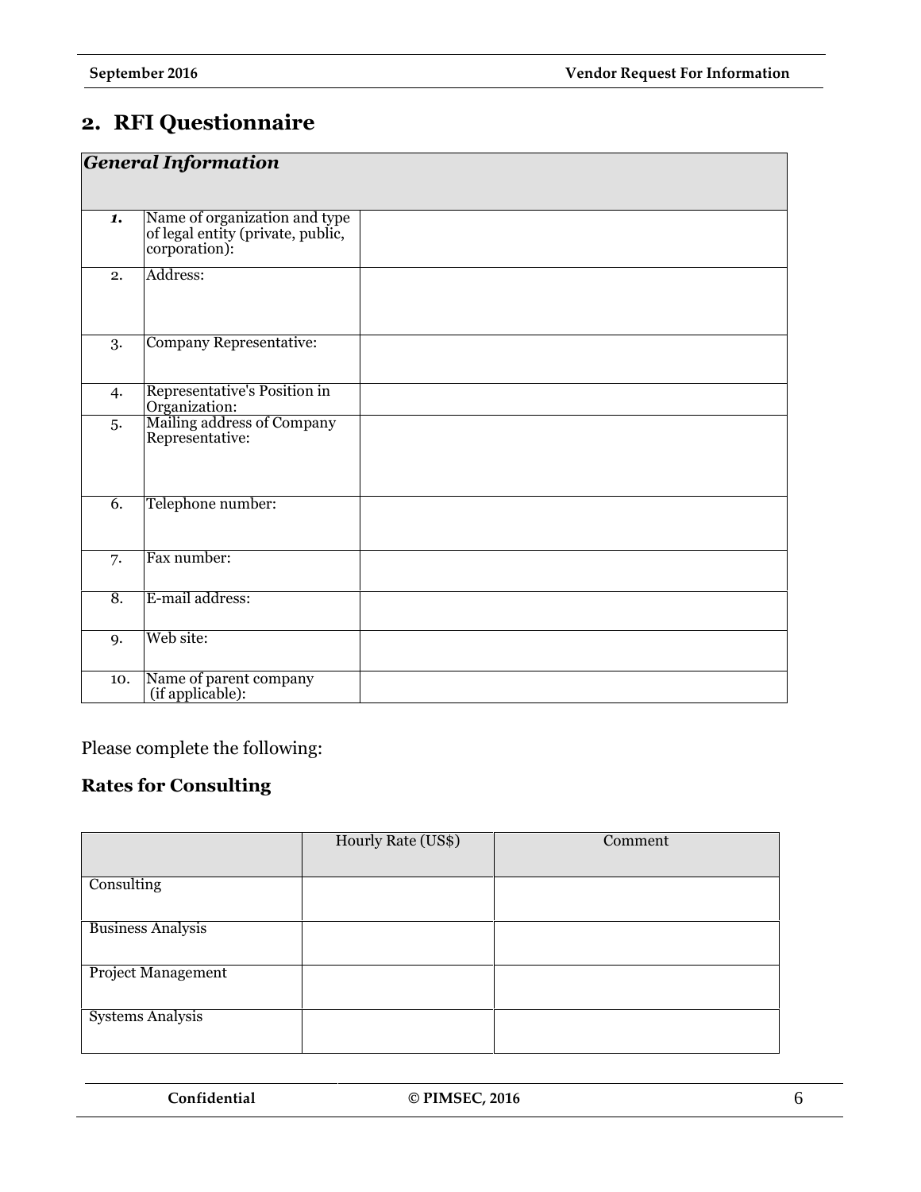## 2. RFI Questionnaire

| ***General Information*** | | |
|---|---|---|
| ***1.*** | Name of organization and type of legal entity (private, public, corporation): | |
| 2. | Address: | |
| 3. | Company Representative: | |
| 4. | Representative's Position in Organization: | |
| 5. | Mailing address of Company Representative: | |
| 6. | Telephone number: | |
| 7. | Fax number: | |
| 8. | E-mail address: | |
| 9. | Web site: | |
| 10. | Name of parent company (if applicable): | |

Please complete the following:

### Rates for Consulting

| | Hourly Rate (US$) | Comment |
|---|---|---|
| Consulting | | |
| Business Analysis | | |
| Project Management | | |
| Systems Analysis | | |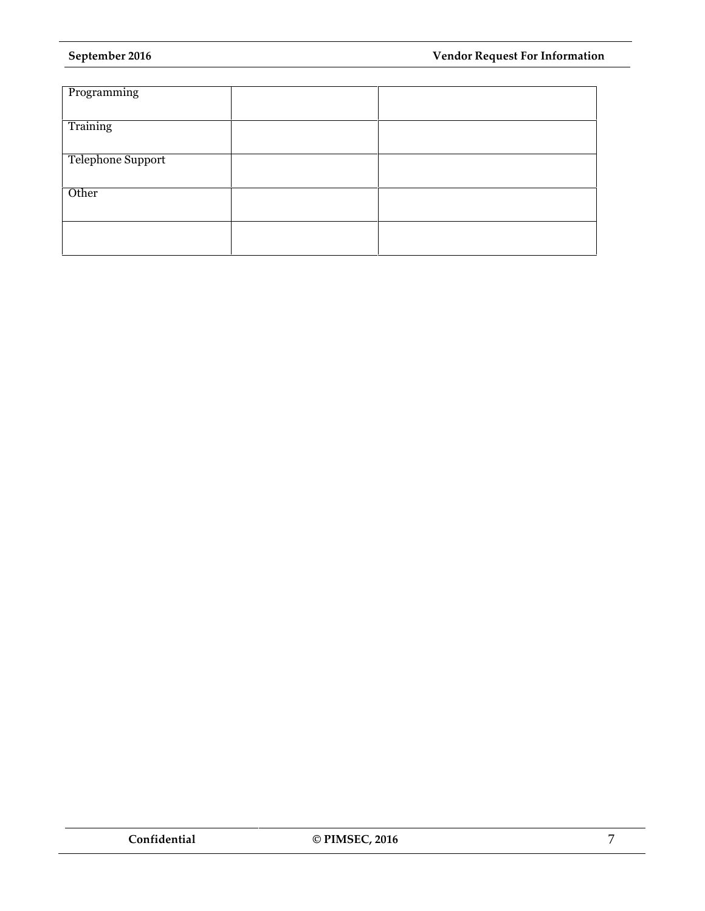| | | |
|---|---|---|
| Programming | | |
| Training | | |
| Telephone Support | | |
| Other | | |
| | | |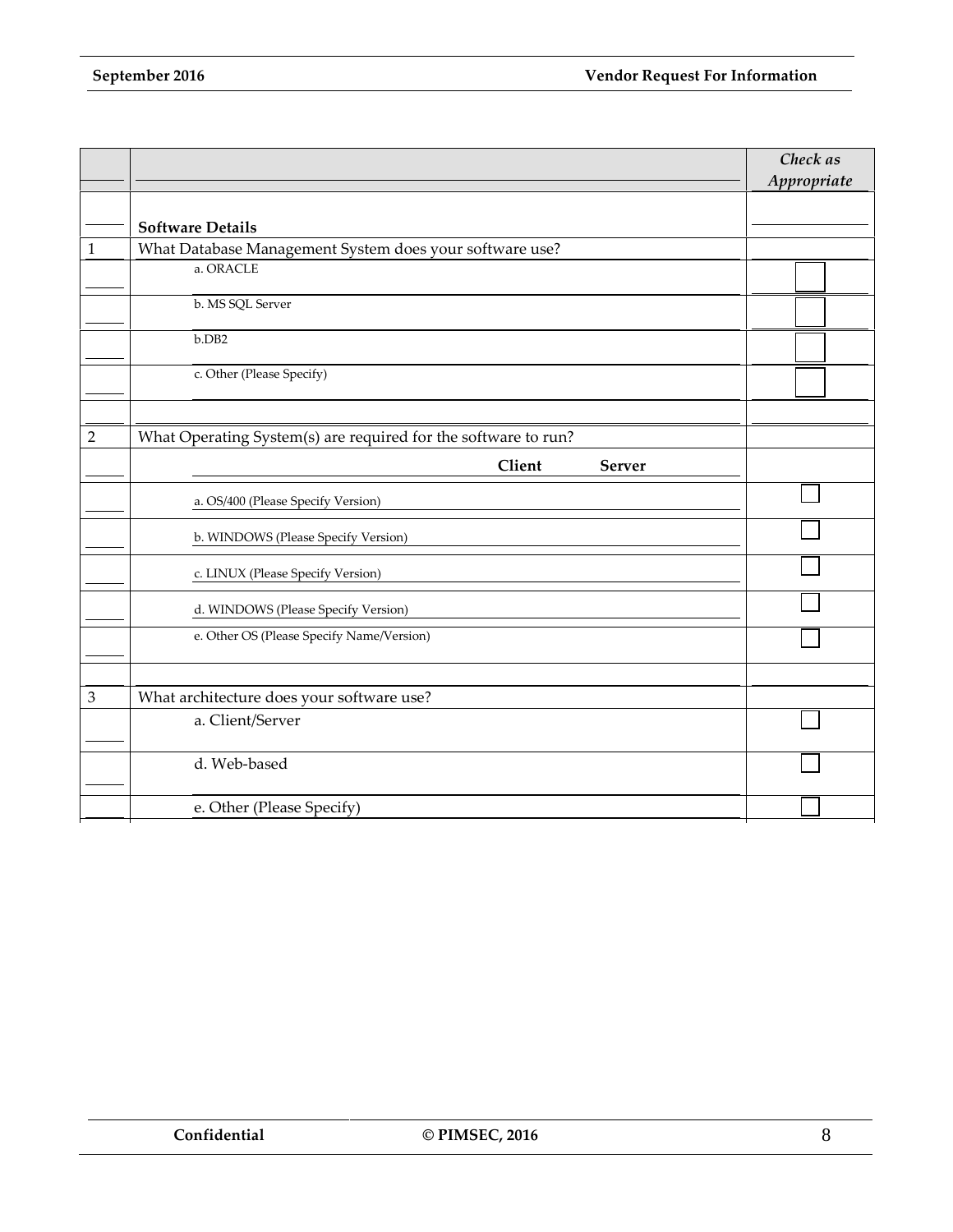| | | *Check as Appropriate* |
|---|---|---|
| | **Software Details** | |
| 1 | What Database Management System does your software use? | |
| | a. ORACLE | ☐ |
| | b. MS SQL Server | ☐ |
| | b.DB2 | ☐ |
| | c. Other (Please Specify) | ☐ |
| | | |
| 2 | What Operating System(s) are required for the software to run? | |
| | **Client** **Server** | |
| | a. OS/400 (Please Specify Version) | ☐ |
| | b. WINDOWS (Please Specify Version) | ☐ |
| | c. LINUX (Please Specify Version) | ☐ |
| | d. WINDOWS (Please Specify Version) | ☐ |
| | e. Other OS (Please Specify Name/Version) | ☐ |
| | | |
| 3 | What architecture does your software use? | |
| | a. Client/Server | ☐ |
| | d. Web-based | ☐ |
| | e. Other (Please Specify) | ☐ |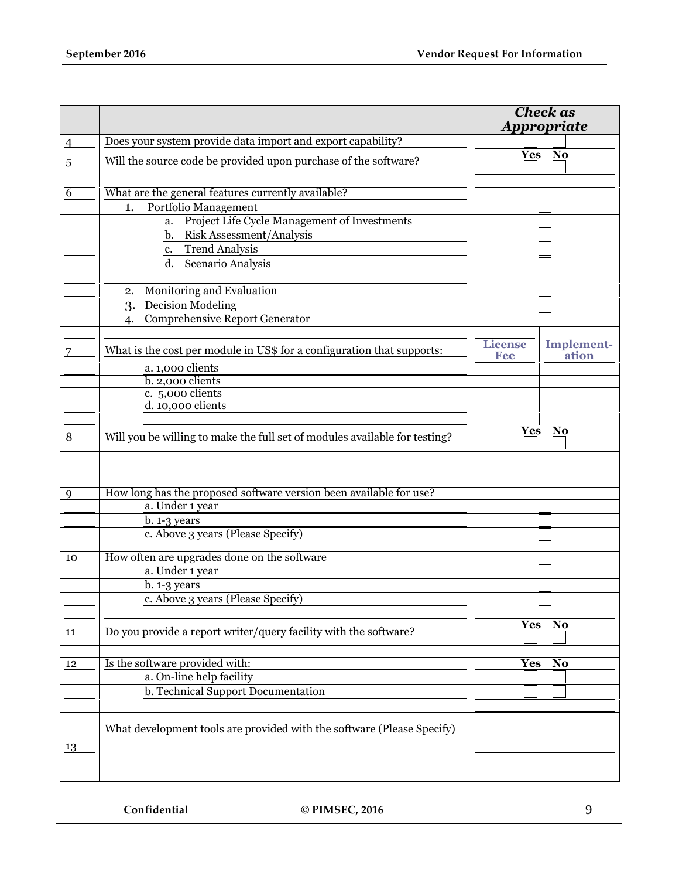| | | Check as Appropriate | |
|---|---|---|---|
| 4 | Does your system provide data import and export capability? | ☐ | ☐ |
| | | Yes | No |
| 5 | Will the source code be provided upon purchase of the software? | ☐ | ☐ |
| | | | |
| 6 | What are the general features currently available? | | |
| | 1. Portfolio Management | | ☐ |
| | a. Project Life Cycle Management of Investments | | ☐ |
| | b. Risk Assessment/Analysis | | ☐ |
| | c. Trend Analysis | | ☐ |
| | d. Scenario Analysis | | ☐ |
| | | | |
| | 2. Monitoring and Evaluation | | ☐ |
| | 3. Decision Modeling | | ☐ |
| | 4. Comprehensive Report Generator | | ☐ |
| | | | |
| | | License Fee | Implementation |
| 7 | What is the cost per module in US$ for a configuration that supports: | | |
| | a. 1,000 clients | | |
| | b. 2,000 clients | | |
| | c. 5,000 clients | | |
| | d. 10,000 clients | | |
| | | | |
| | | Yes | No |
| 8 | Will you be willing to make the full set of modules available for testing? | ☐ | ☐ |
| | | | |
| 9 | How long has the proposed software version been available for use? | | |
| | a. Under 1 year | | ☐ |
| | b. 1-3 years | | ☐ |
| | c. Above 3 years (Please Specify) | | ☐ |
| 10 | How often are upgrades done on the software | | |
| | a. Under 1 year | | ☐ |
| | b. 1-3 years | | ☐ |
| | c. Above 3 years (Please Specify) | | ☐ |
| | | | |
| | | Yes | No |
| 11 | Do you provide a report writer/query facility with the software? | ☐ | ☐ |
| | | | |
| | | Yes | No |
| 12 | Is the software provided with: | | |
| | a. On-line help facility | ☐ | ☐ |
| | b. Technical Support Documentation | ☐ | ☐ |
| | | | |
| 13 | What development tools are provided with the software (Please Specify) | | |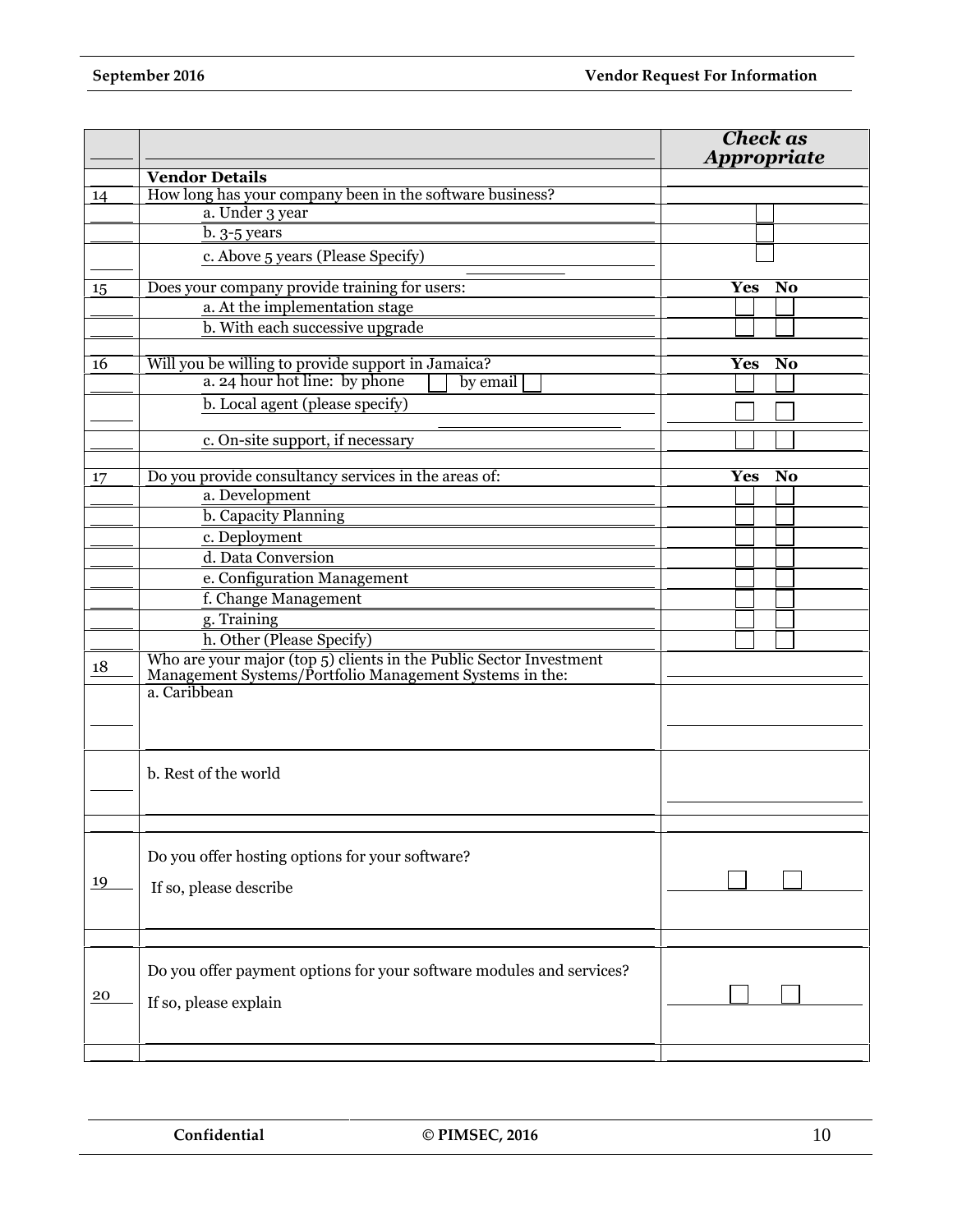| | | Check as Appropriate | |
|---|---|---|---|
| | **Vendor Details** | | |
| 14 | How long has your company been in the software business? | | |
| | a. Under 3 year | ☐ | |
| | b. 3-5 years | ☐ | |
| | c. Above 5 years (Please Specify) ______ | ☐ | |
| 15 | Does your company provide training for users: | **Yes** | **No** |
| | a. At the implementation stage | ☐ | ☐ |
| | b. With each successive upgrade | ☐ | ☐ |
| | | | |
| 16 | Will you be willing to provide support in Jamaica? | **Yes** | **No** |
| | a. 24 hour hot line: by phone ☐ by email ☐ | ☐ | ☐ |
| | b. Local agent (please specify) ______ | ☐ | ☐ |
| | c. On-site support, if necessary | ☐ | ☐ |
| | | | |
| 17 | Do you provide consultancy services in the areas of: | **Yes** | **No** |
| | a. Development | ☐ | ☐ |
| | b. Capacity Planning | ☐ | ☐ |
| | c. Deployment | ☐ | ☐ |
| | d. Data Conversion | ☐ | ☐ |
| | e. Configuration Management | ☐ | ☐ |
| | f. Change Management | ☐ | ☐ |
| | g. Training | ☐ | ☐ |
| | h. Other (Please Specify) | ☐ | ☐ |
| 18 | Who are your major (top 5) clients in the Public Sector Investment Management Systems/Portfolio Management Systems in the: | | |
| | a. Caribbean | | |
| | b. Rest of the world | | |
| | | | |
| 19 | Do you offer hosting options for your software?<br>If so, please describe | ☐ | ☐ |
| | | | |
| 20 | Do you offer payment options for your software modules and services?<br>If so, please explain | ☐ | ☐ |
| | | | |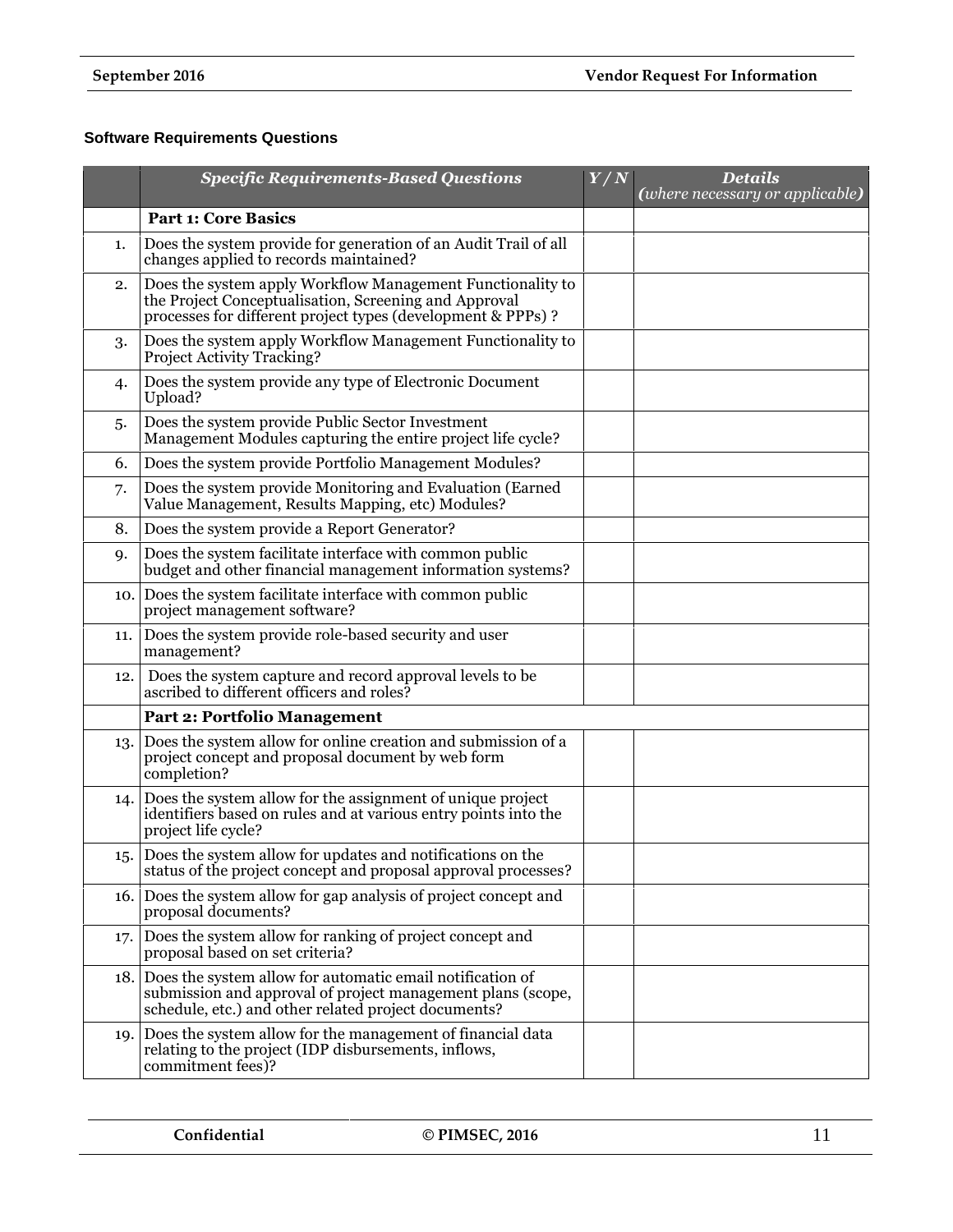### Software Requirements Questions

| | *Specific Requirements-Based Questions* | *Y / N* | *Details (where necessary or applicable)* |
|---|---|---|---|
| | **Part 1: Core Basics** | | |
| 1. | Does the system provide for generation of an Audit Trail of all changes applied to records maintained? | | |
| 2. | Does the system apply Workflow Management Functionality to the Project Conceptualisation, Screening and Approval processes for different project types (development & PPPs) ? | | |
| 3. | Does the system apply Workflow Management Functionality to Project Activity Tracking? | | |
| 4. | Does the system provide any type of Electronic Document Upload? | | |
| 5. | Does the system provide Public Sector Investment Management Modules capturing the entire project life cycle? | | |
| 6. | Does the system provide Portfolio Management Modules? | | |
| 7. | Does the system provide Monitoring and Evaluation (Earned Value Management, Results Mapping, etc) Modules? | | |
| 8. | Does the system provide a Report Generator? | | |
| 9. | Does the system facilitate interface with common public budget and other financial management information systems? | | |
| 10. | Does the system facilitate interface with common public project management software? | | |
| 11. | Does the system provide role-based security and user management? | | |
| 12. | Does the system capture and record approval levels to be ascribed to different officers and roles? | | |
| | **Part 2: Portfolio Management** | | |
| 13. | Does the system allow for online creation and submission of a project concept and proposal document by web form completion? | | |
| 14. | Does the system allow for the assignment of unique project identifiers based on rules and at various entry points into the project life cycle? | | |
| 15. | Does the system allow for updates and notifications on the status of the project concept and proposal approval processes? | | |
| 16. | Does the system allow for gap analysis of project concept and proposal documents? | | |
| 17. | Does the system allow for ranking of project concept and proposal based on set criteria? | | |
| 18. | Does the system allow for automatic email notification of submission and approval of project management plans (scope, schedule, etc.) and other related project documents? | | |
| 19. | Does the system allow for the management of financial data relating to the project (IDP disbursements, inflows, commitment fees)? | | |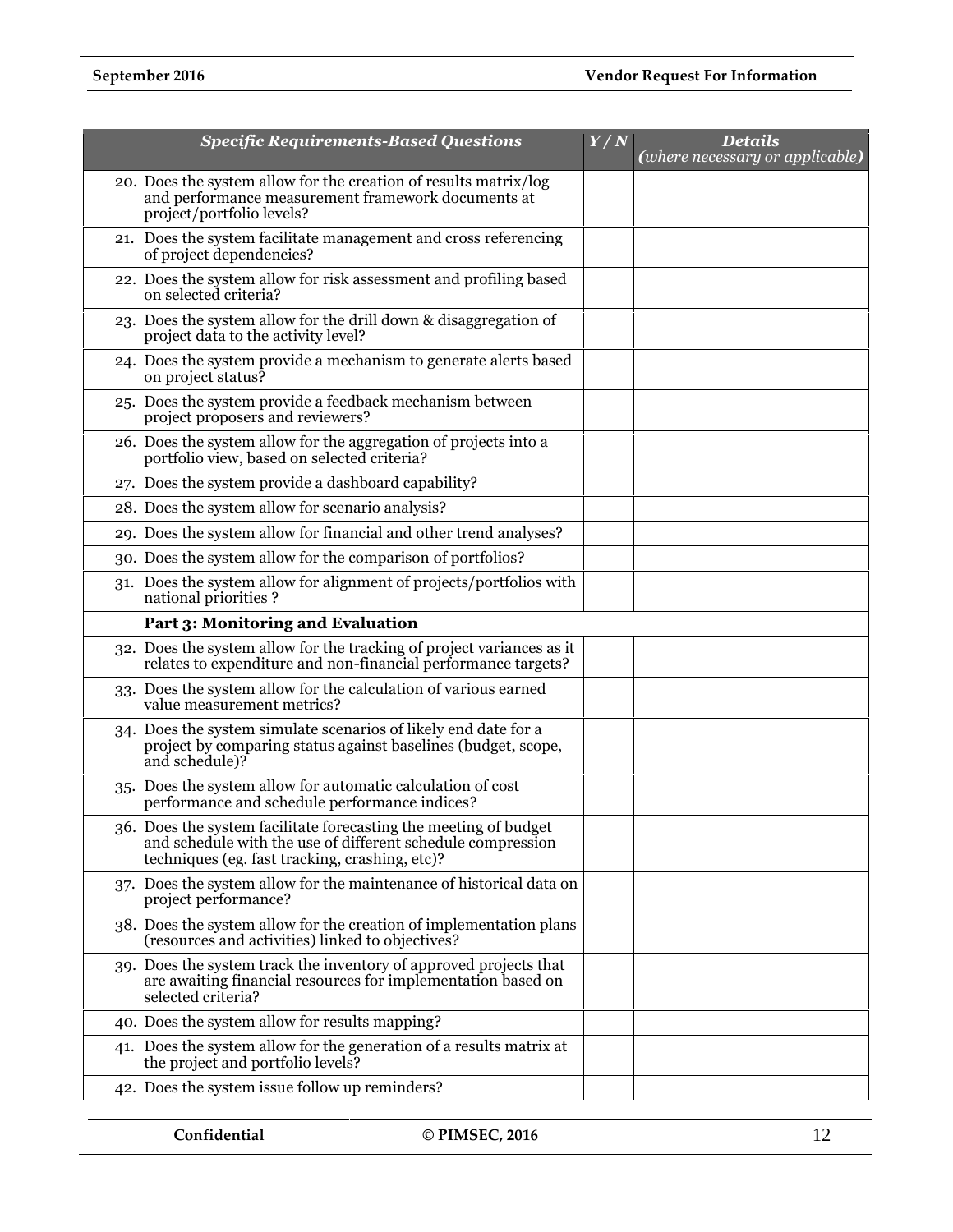| | *Specific Requirements-Based Questions* | *Y / N* | *Details (where necessary or applicable)* |
|---|---|---|---|
| 20. | Does the system allow for the creation of results matrix/log and performance measurement framework documents at project/portfolio levels? | | |
| 21. | Does the system facilitate management and cross referencing of project dependencies? | | |
| 22. | Does the system allow for risk assessment and profiling based on selected criteria? | | |
| 23. | Does the system allow for the drill down & disaggregation of project data to the activity level? | | |
| 24. | Does the system provide a mechanism to generate alerts based on project status? | | |
| 25. | Does the system provide a feedback mechanism between project proposers and reviewers? | | |
| 26. | Does the system allow for the aggregation of projects into a portfolio view, based on selected criteria? | | |
| 27. | Does the system provide a dashboard capability? | | |
| 28. | Does the system allow for scenario analysis? | | |
| 29. | Does the system allow for financial and other trend analyses? | | |
| 30. | Does the system allow for the comparison of portfolios? | | |
| 31. | Does the system allow for alignment of projects/portfolios with national priorities ? | | |
| | **Part 3: Monitoring and Evaluation** | | |
| 32. | Does the system allow for the tracking of project variances as it relates to expenditure and non-financial performance targets? | | |
| 33. | Does the system allow for the calculation of various earned value measurement metrics? | | |
| 34. | Does the system simulate scenarios of likely end date for a project by comparing status against baselines (budget, scope, and schedule)? | | |
| 35. | Does the system allow for automatic calculation of cost performance and schedule performance indices? | | |
| 36. | Does the system facilitate forecasting the meeting of budget and schedule with the use of different schedule compression techniques (eg. fast tracking, crashing, etc)? | | |
| 37. | Does the system allow for the maintenance of historical data on project performance? | | |
| 38. | Does the system allow for the creation of implementation plans (resources and activities) linked to objectives? | | |
| 39. | Does the system track the inventory of approved projects that are awaiting financial resources for implementation based on selected criteria? | | |
| 40. | Does the system allow for results mapping? | | |
| 41. | Does the system allow for the generation of a results matrix at the project and portfolio levels? | | |
| 42. | Does the system issue follow up reminders? | | |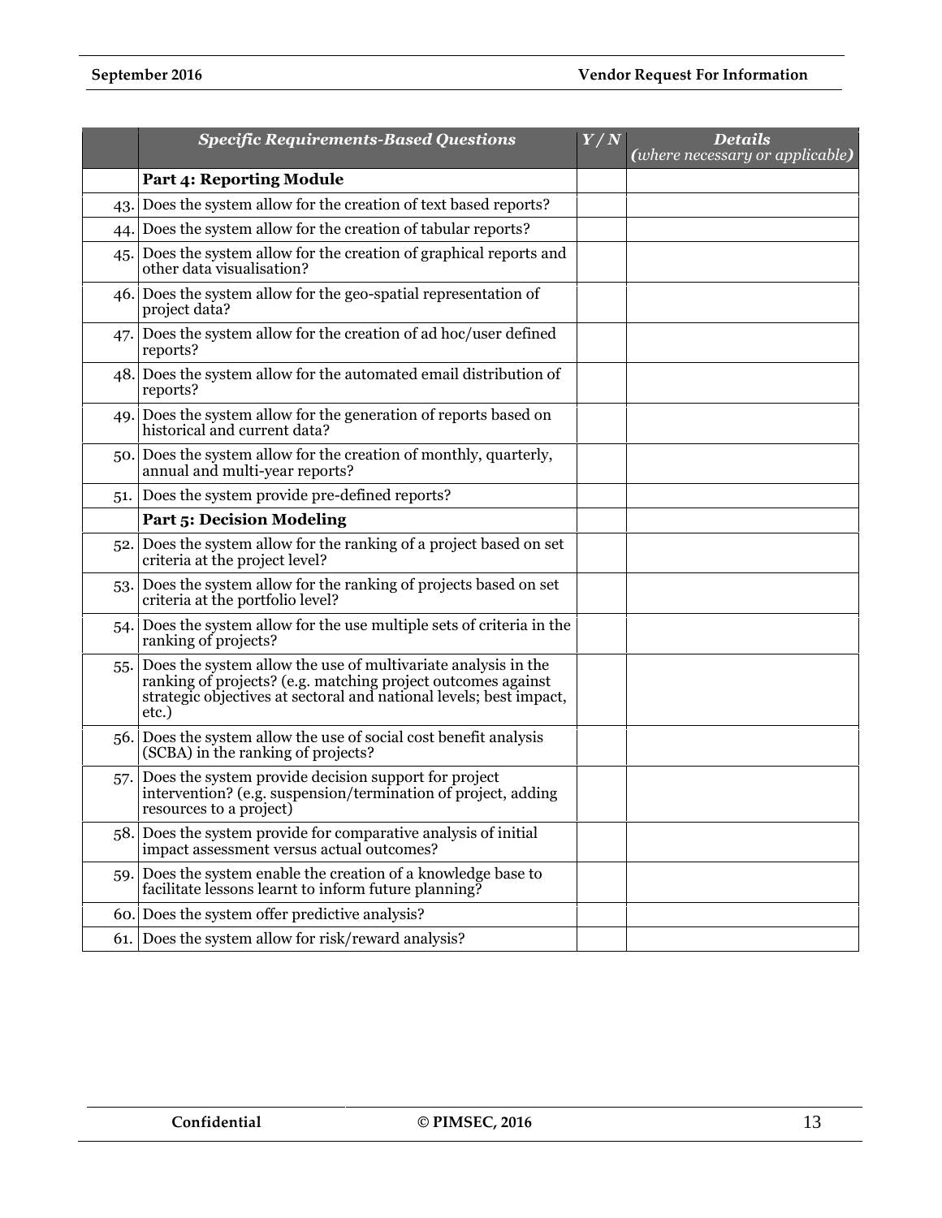| | *Specific Requirements-Based Questions* | *Y / N* | *Details (where necessary or applicable)* |
|---|---|---|---|
| | **Part 4: Reporting Module** | | |
| 43. | Does the system allow for the creation of text based reports? | | |
| 44. | Does the system allow for the creation of tabular reports? | | |
| 45. | Does the system allow for the creation of graphical reports and other data visualisation? | | |
| 46. | Does the system allow for the geo-spatial representation of project data? | | |
| 47. | Does the system allow for the creation of ad hoc/user defined reports? | | |
| 48. | Does the system allow for the automated email distribution of reports? | | |
| 49. | Does the system allow for the generation of reports based on historical and current data? | | |
| 50. | Does the system allow for the creation of monthly, quarterly, annual and multi-year reports? | | |
| 51. | Does the system provide pre-defined reports? | | |
| | **Part 5: Decision Modeling** | | |
| 52. | Does the system allow for the ranking of a project based on set criteria at the project level? | | |
| 53. | Does the system allow for the ranking of projects based on set criteria at the portfolio level? | | |
| 54. | Does the system allow for the use multiple sets of criteria in the ranking of projects? | | |
| 55. | Does the system allow the use of multivariate analysis in the ranking of projects? (e.g. matching project outcomes against strategic objectives at sectoral and national levels; best impact, etc.) | | |
| 56. | Does the system allow the use of social cost benefit analysis (SCBA) in the ranking of projects? | | |
| 57. | Does the system provide decision support for project intervention? (e.g. suspension/termination of project, adding resources to a project) | | |
| 58. | Does the system provide for comparative analysis of initial impact assessment versus actual outcomes? | | |
| 59. | Does the system enable the creation of a knowledge base to facilitate lessons learnt to inform future planning? | | |
| 60. | Does the system offer predictive analysis? | | |
| 61. | Does the system allow for risk/reward analysis? | | |